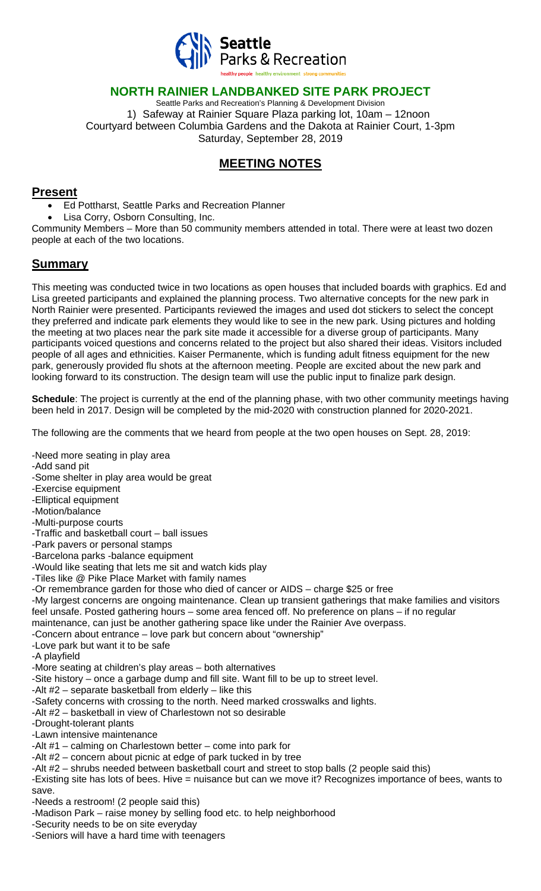Seattle Parks & Recreation

healthy people healthy environment strong communities

# NORTH RAINIER LANDBANKED SITE PARK PROJECT

Seattle Parks and Recreation's Planning & Development Division

1) Safeway at Rainier Square Plaza parking lot, 10am – 12noon

Courtyard between Columbia Gardens and the Dakota at Rainier Court, 1-3pm

Saturday, September 28, 2019

## MEETING NOTES

## Present

- Ed Pottharst, Seattle Parks and Recreation Planner
- Lisa Corry, Osborn Consulting, Inc.

Community Members – More than 50 community members attended in total. There were at least two dozen people at each of the two locations.

## Summary

This meeting was conducted twice in two locations as open houses that included boards with graphics. Ed and Lisa greeted participants and explained the planning process. Two alternative concepts for the new park in North Rainier were presented. Participants reviewed the images and used dot stickers to select the concept they preferred and indicate park elements they would like to see in the new park. Using pictures and holding the meeting at two places near the park site made it accessible for a diverse group of participants. Many participants voiced questions and concerns related to the project but also shared their ideas. Visitors included people of all ages and ethnicities. Kaiser Permanente, which is funding adult fitness equipment for the new park, generously provided flu shots at the afternoon meeting. People are excited about the new park and looking forward to its construction. The design team will use the public input to finalize park design.

**Schedule**: The project is currently at the end of the planning phase, with two other community meetings having been held in 2017. Design will be completed by the mid-2020 with construction planned for 2020-2021.

The following are the comments that we heard from people at the two open houses on Sept. 28, 2019:

-Need more seating in play area
-Add sand pit
-Some shelter in play area would be great
-Exercise equipment
-Elliptical equipment
-Motion/balance
-Multi-purpose courts
-Traffic and basketball court – ball issues
-Park pavers or personal stamps
-Barcelona parks -balance equipment
-Would like seating that lets me sit and watch kids play
-Tiles like @ Pike Place Market with family names
-Or remembrance garden for those who died of cancer or AIDS – charge $25 or free
-My largest concerns are ongoing maintenance. Clean up transient gatherings that make families and visitors feel unsafe. Posted gathering hours – some area fenced off. No preference on plans – if no regular maintenance, can just be another gathering space like under the Rainier Ave overpass.
-Concern about entrance – love park but concern about "ownership"
-Love park but want it to be safe
-A playfield
-More seating at children's play areas – both alternatives
-Site history – once a garbage dump and fill site. Want fill to be up to street level.
-Alt #2 – separate basketball from elderly – like this
-Safety concerns with crossing to the north. Need marked crosswalks and lights.
-Alt #2 – basketball in view of Charlestown not so desirable
-Drought-tolerant plants
-Lawn intensive maintenance
-Alt #1 – calming on Charlestown better – come into park for
-Alt #2 – concern about picnic at edge of park tucked in by tree
-Alt #2 – shrubs needed between basketball court and street to stop balls (2 people said this)
-Existing site has lots of bees. Hive = nuisance but can we move it? Recognizes importance of bees, wants to save.
-Needs a restroom! (2 people said this)
-Madison Park – raise money by selling food etc. to help neighborhood
-Security needs to be on site everyday
-Seniors will have a hard time with teenagers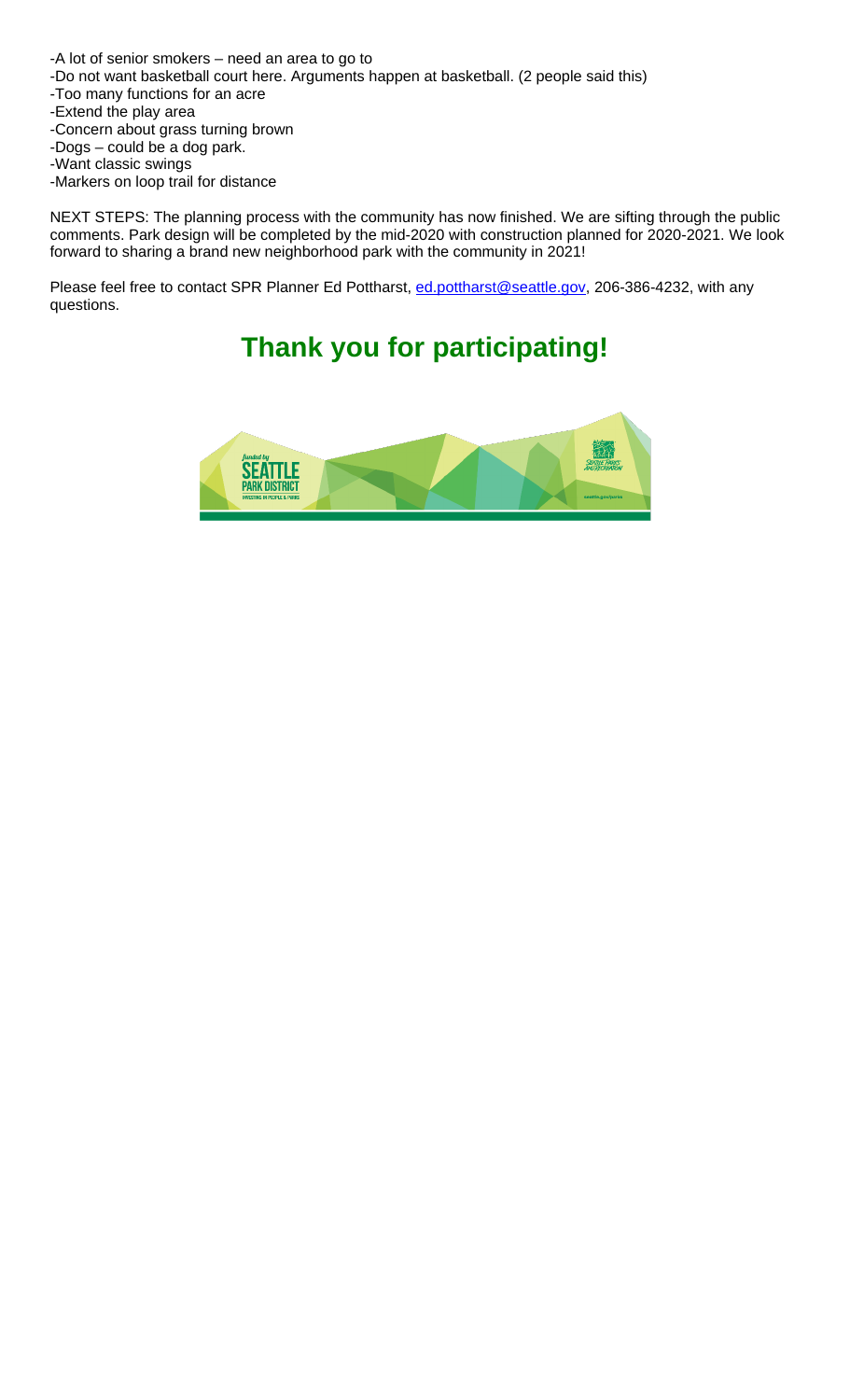-A lot of senior smokers – need an area to go to
-Do not want basketball court here. Arguments happen at basketball. (2 people said this)
-Too many functions for an acre
-Extend the play area
-Concern about grass turning brown
-Dogs – could be a dog park.
-Want classic swings
-Markers on loop trail for distance

NEXT STEPS: The planning process with the community has now finished. We are sifting through the public comments. Park design will be completed by the mid-2020 with construction planned for 2020-2021. We look forward to sharing a brand new neighborhood park with the community in 2021!

Please feel free to contact SPR Planner Ed Pottharst, ed.pottharst@seattle.gov, 206-386-4232, with any questions.

## **Thank you for participating!**